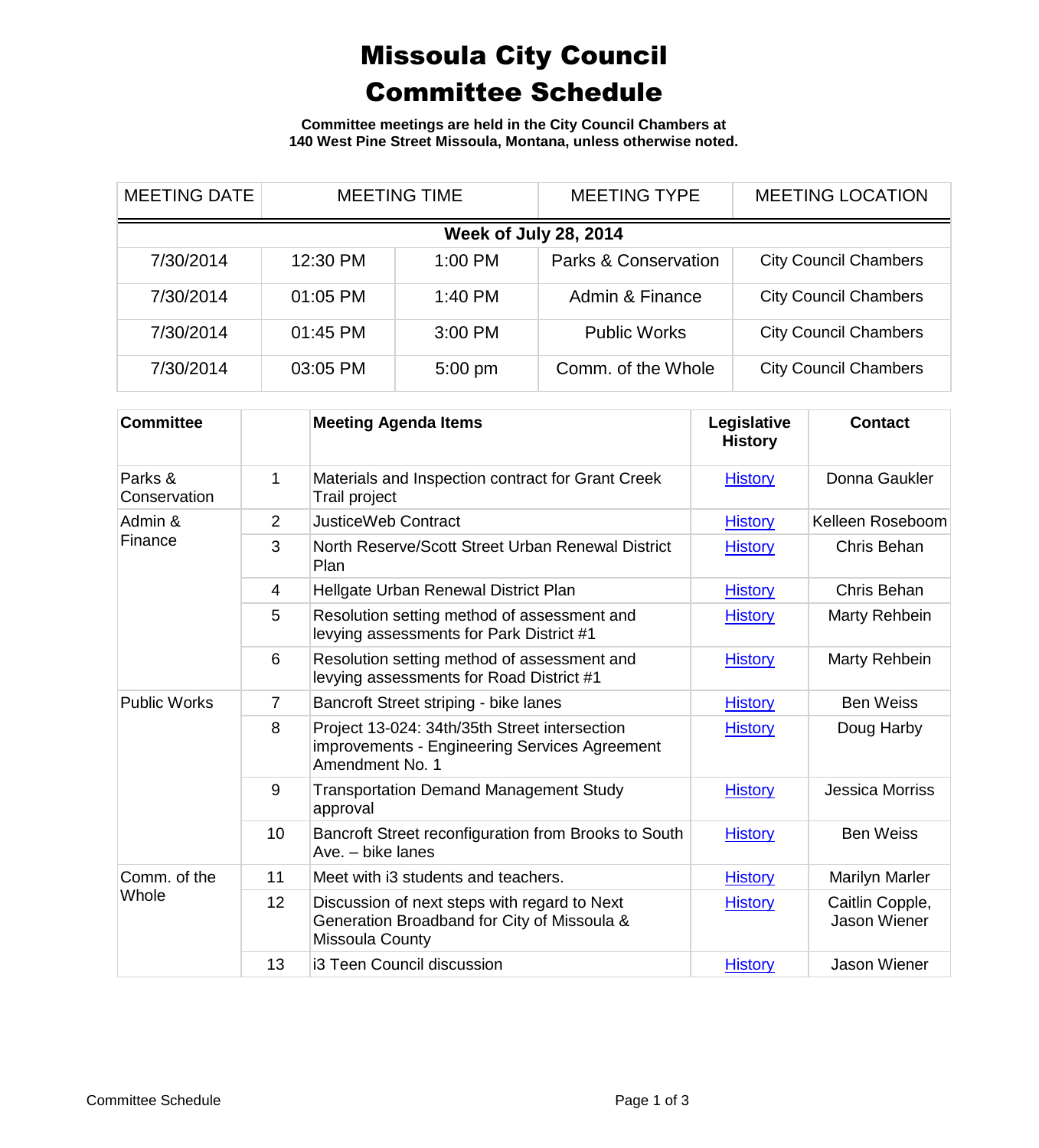# Missoula City Council Committee Schedule

**Committee meetings are held in the City Council Chambers at 140 West Pine Street Missoula, Montana, unless otherwise noted.**

| MEETING DATE | MEETING TIME | | MEETING TYPE | MEETING LOCATION |
|---|---|---|---|---|
| **Week of July 28, 2014** | | | | |
| 7/30/2014 | 12:30 PM | 1:00 PM | Parks & Conservation | City Council Chambers |
| 7/30/2014 | 01:05 PM | 1:40 PM | Admin & Finance | City Council Chambers |
| 7/30/2014 | 01:45 PM | 3:00 PM | Public Works | City Council Chambers |
| 7/30/2014 | 03:05 PM | 5:00 pm | Comm. of the Whole | City Council Chambers |

| Committee | | Meeting Agenda Items | Legislative History | Contact |
|---|---|---|---|---|
| Parks & Conservation | 1 | Materials and Inspection contract for Grant Creek Trail project | History | Donna Gaukler |
| Admin & Finance | 2 | JusticeWeb Contract | History | Kelleen Roseboom |
| | 3 | North Reserve/Scott Street Urban Renewal District Plan | History | Chris Behan |
| | 4 | Hellgate Urban Renewal District Plan | History | Chris Behan |
| | 5 | Resolution setting method of assessment and levying assessments for Park District #1 | History | Marty Rehbein |
| | 6 | Resolution setting method of assessment and levying assessments for Road District #1 | History | Marty Rehbein |
| Public Works | 7 | Bancroft Street striping - bike lanes | History | Ben Weiss |
| | 8 | Project 13-024: 34th/35th Street intersection improvements - Engineering Services Agreement Amendment No. 1 | History | Doug Harby |
| | 9 | Transportation Demand Management Study approval | History | Jessica Morriss |
| | 10 | Bancroft Street reconfiguration from Brooks to South Ave. – bike lanes | History | Ben Weiss |
| Comm. of the Whole | 11 | Meet with i3 students and teachers. | History | Marilyn Marler |
| | 12 | Discussion of next steps with regard to Next Generation Broadband for City of Missoula & Missoula County | History | Caitlin Copple, Jason Wiener |
| | 13 | i3 Teen Council discussion | History | Jason Wiener |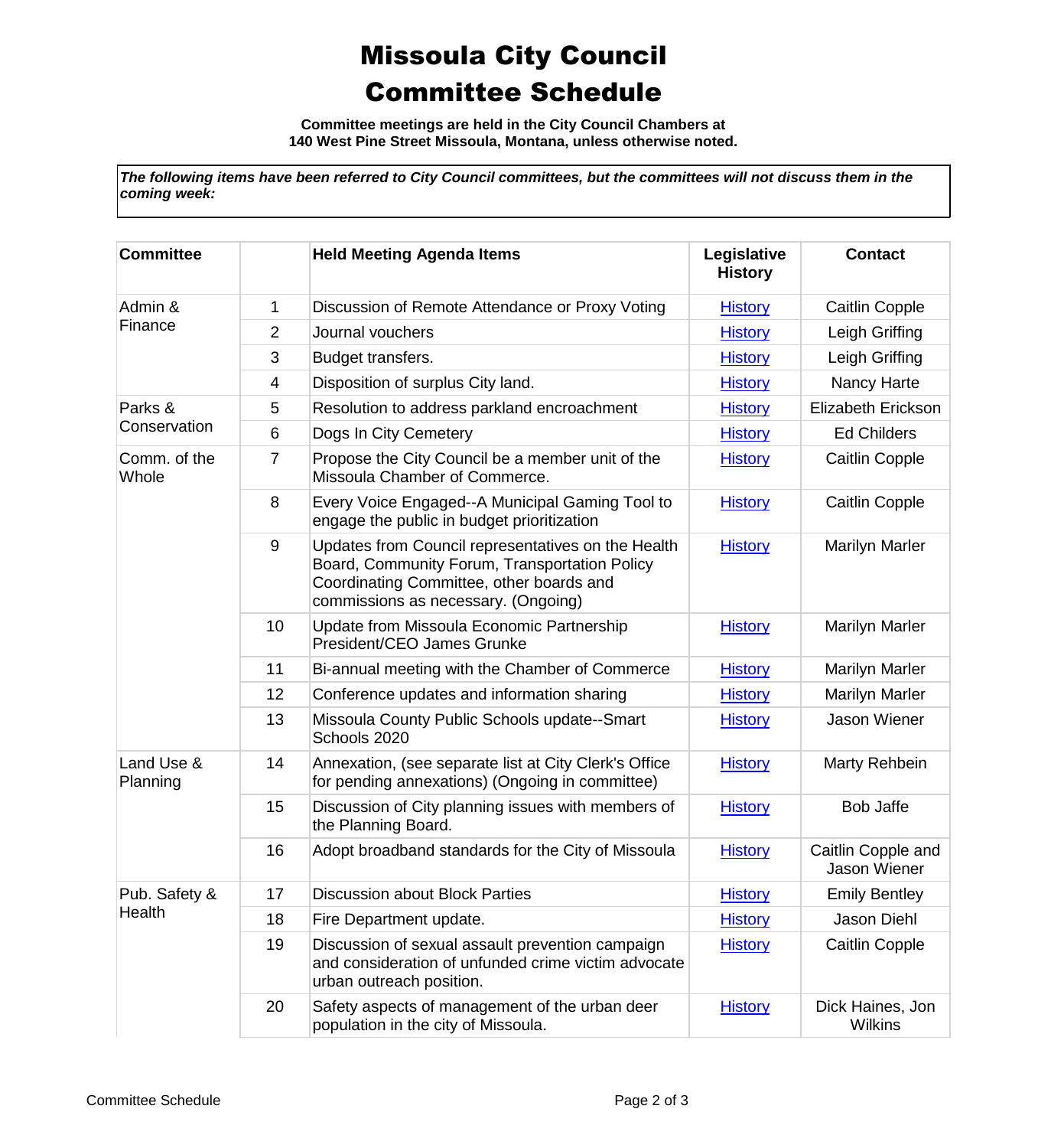# Missoula City Council Committee Schedule

**Committee meetings are held in the City Council Chambers at 140 West Pine Street Missoula, Montana, unless otherwise noted.**

***The following items have been referred to City Council committees, but the committees will not discuss them in the coming week:***

| Committee | | Held Meeting Agenda Items | Legislative History | Contact |
|---|---|---|---|---|
| Admin & Finance | 1 | Discussion of Remote Attendance or Proxy Voting | History | Caitlin Copple |
| | 2 | Journal vouchers | History | Leigh Griffing |
| | 3 | Budget transfers. | History | Leigh Griffing |
| | 4 | Disposition of surplus City land. | History | Nancy Harte |
| Parks & Conservation | 5 | Resolution to address parkland encroachment | History | Elizabeth Erickson |
| | 6 | Dogs In City Cemetery | History | Ed Childers |
| Comm. of the Whole | 7 | Propose the City Council be a member unit of the Missoula Chamber of Commerce. | History | Caitlin Copple |
| | 8 | Every Voice Engaged--A Municipal Gaming Tool to engage the public in budget prioritization | History | Caitlin Copple |
| | 9 | Updates from Council representatives on the Health Board, Community Forum, Transportation Policy Coordinating Committee, other boards and commissions as necessary. (Ongoing) | History | Marilyn Marler |
| | 10 | Update from Missoula Economic Partnership President/CEO James Grunke | History | Marilyn Marler |
| | 11 | Bi-annual meeting with the Chamber of Commerce | History | Marilyn Marler |
| | 12 | Conference updates and information sharing | History | Marilyn Marler |
| | 13 | Missoula County Public Schools update--Smart Schools 2020 | History | Jason Wiener |
| Land Use & Planning | 14 | Annexation, (see separate list at City Clerk's Office for pending annexations) (Ongoing in committee) | History | Marty Rehbein |
| | 15 | Discussion of City planning issues with members of the Planning Board. | History | Bob Jaffe |
| | 16 | Adopt broadband standards for the City of Missoula | History | Caitlin Copple and Jason Wiener |
| Pub. Safety & Health | 17 | Discussion about Block Parties | History | Emily Bentley |
| | 18 | Fire Department update. | History | Jason Diehl |
| | 19 | Discussion of sexual assault prevention campaign and consideration of unfunded crime victim advocate urban outreach position. | History | Caitlin Copple |
| | 20 | Safety aspects of management of the urban deer population in the city of Missoula. | History | Dick Haines, Jon Wilkins |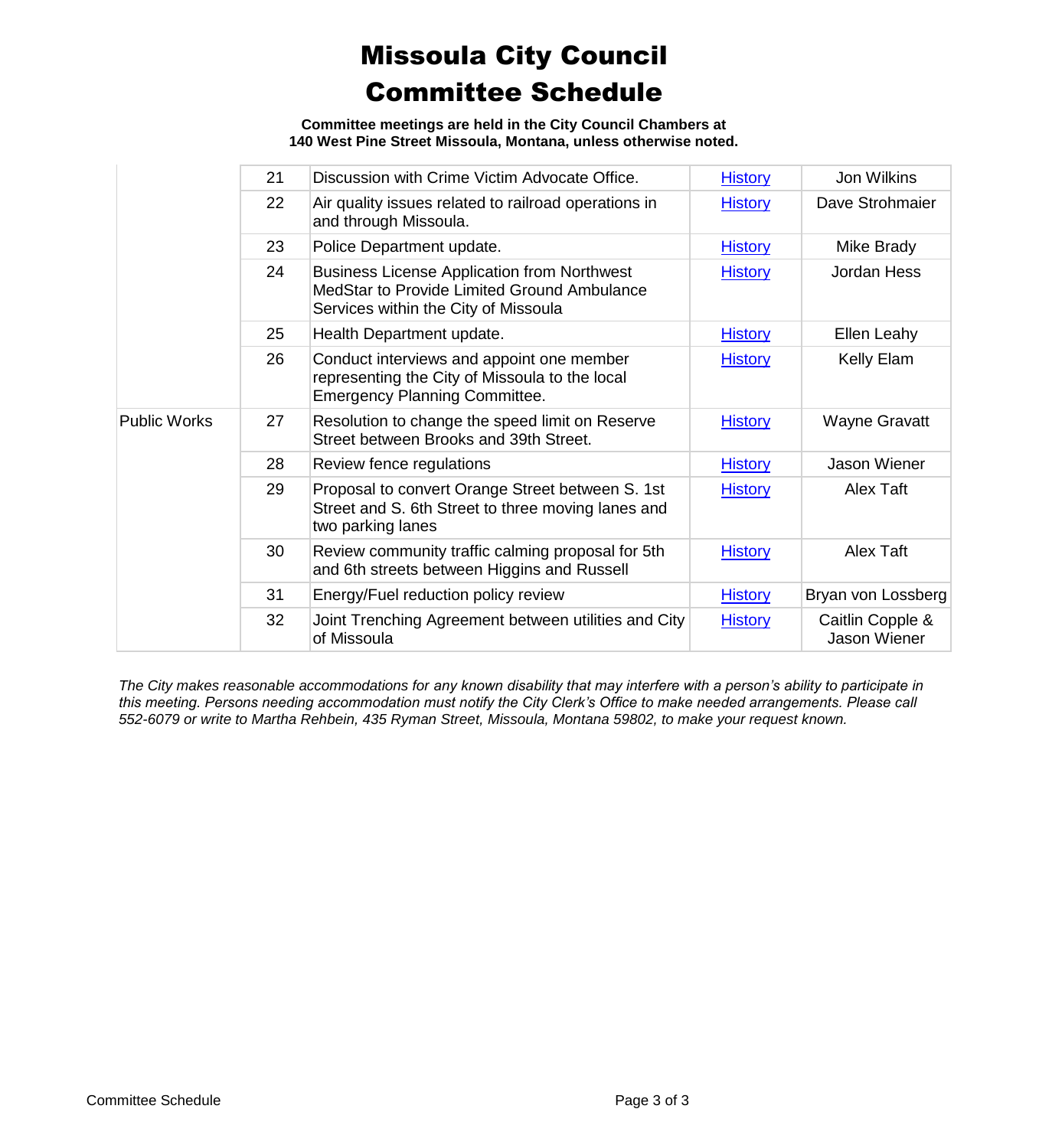# Missoula City Council
# Committee Schedule

**Committee meetings are held in the City Council Chambers at 140 West Pine Street Missoula, Montana, unless otherwise noted.**

| | | | | |
|---|---|---|---|---|
| | 21 | Discussion with Crime Victim Advocate Office. | History | Jon Wilkins |
| | 22 | Air quality issues related to railroad operations in and through Missoula. | History | Dave Strohmaier |
| | 23 | Police Department update. | History | Mike Brady |
| | 24 | Business License Application from Northwest MedStar to Provide Limited Ground Ambulance Services within the City of Missoula | History | Jordan Hess |
| | 25 | Health Department update. | History | Ellen Leahy |
| | 26 | Conduct interviews and appoint one member representing the City of Missoula to the local Emergency Planning Committee. | History | Kelly Elam |
| Public Works | 27 | Resolution to change the speed limit on Reserve Street between Brooks and 39th Street. | History | Wayne Gravatt |
| | 28 | Review fence regulations | History | Jason Wiener |
| | 29 | Proposal to convert Orange Street between S. 1st Street and S. 6th Street to three moving lanes and two parking lanes | History | Alex Taft |
| | 30 | Review community traffic calming proposal for 5th and 6th streets between Higgins and Russell | History | Alex Taft |
| | 31 | Energy/Fuel reduction policy review | History | Bryan von Lossberg |
| | 32 | Joint Trenching Agreement between utilities and City of Missoula | History | Caitlin Copple & Jason Wiener |

*The City makes reasonable accommodations for any known disability that may interfere with a person's ability to participate in this meeting. Persons needing accommodation must notify the City Clerk's Office to make needed arrangements. Please call 552-6079 or write to Martha Rehbein, 435 Ryman Street, Missoula, Montana 59802, to make your request known.*